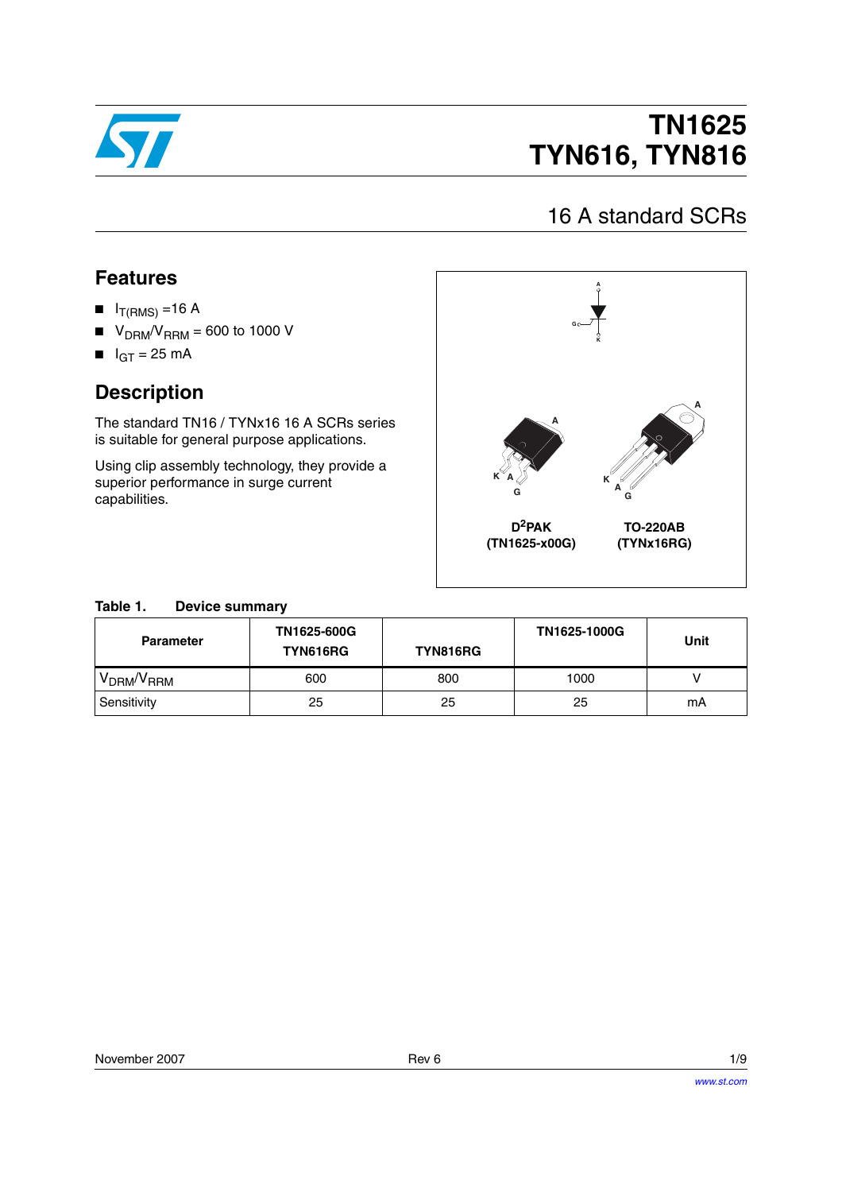# TN1625
# TYN616, TYN816

## 16 A standard SCRs

## Features

- $I_{T(RMS)}$ =16 A
- $V_{DRM}/V_{RRM}$ = 600 to 1000 V
- $I_{GT}$ = 25 mA

## Description

The standard TN16 / TYNx16 16 A SCRs series is suitable for general purpose applications.

Using clip assembly technology, they provide a superior performance in surge current capabilities.

D²PAK (TN1625-x00G)

TO-220AB (TYNx16RG)

**Table 1. Device summary**

| Parameter | TN1625-600G TYN616RG | TYN816RG | TN1625-1000G | Unit |
|---|---|---|---|---|
| $V_{DRM}/V_{RRM}$ | 600 | 800 | 1000 | V |
| Sensitivity | 25 | 25 | 25 | mA |

November 2007 Rev 6

www.st.com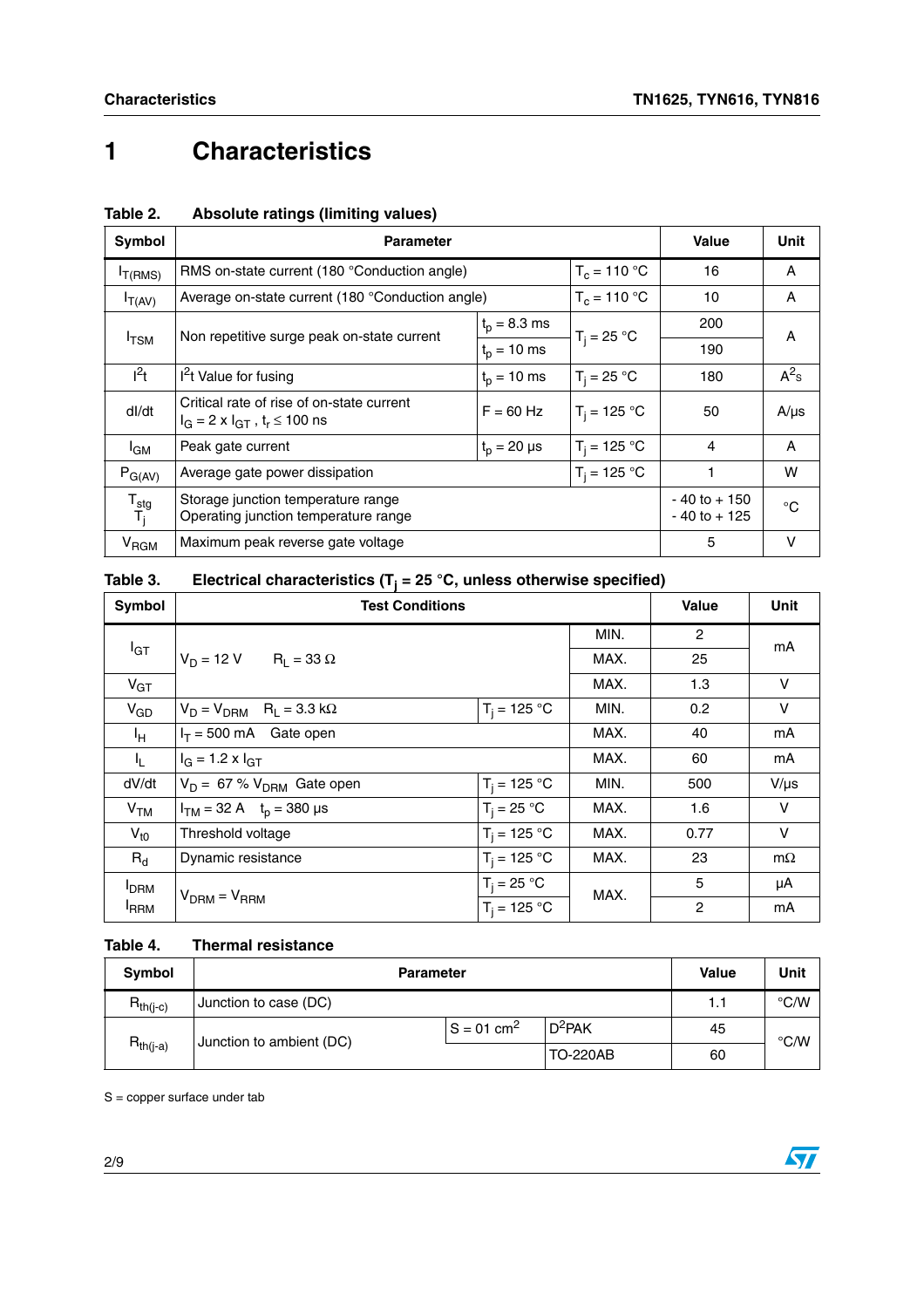# 1 Characteristics

**Table 2. Absolute ratings (limiting values)**

| Symbol | Parameter | | | Value | Unit |
|---|---|---|---|---|---|
| $I_{T(RMS)}$ | RMS on-state current (180 °Conduction angle) | | $T_c$ = 110 °C | 16 | A |
| $I_{T(AV)}$ | Average on-state current (180 °Conduction angle) | | $T_c$ = 110 °C | 10 | A |
| $I_{TSM}$ | Non repetitive surge peak on-state current | $t_p$ = 8.3 ms | $T_j$ = 25 °C | 200 | A |
| | | $t_p$ = 10 ms | | 190 | |
| $I^2t$ | $I^2t$ Value for fusing | $t_p$ = 10 ms | $T_j$ = 25 °C | 180 | $A^2s$ |
| dI/dt | Critical rate of rise of on-state current $I_G = 2 \times I_{GT}$ , $t_r \leq 100$ ns | F = 60 Hz | $T_j$ = 125 °C | 50 | A/µs |
| $I_{GM}$ | Peak gate current | $t_p$ = 20 µs | $T_j$ = 125 °C | 4 | A |
| $P_{G(AV)}$ | Average gate power dissipation | | $T_j$ = 125 °C | 1 | W |
| $T_{stg}$ $T_j$ | Storage junction temperature range Operating junction temperature range | | | - 40 to + 150 - 40 to + 125 | °C |
| $V_{RGM}$ | Maximum peak reverse gate voltage | | | 5 | V |

**Table 3. Electrical characteristics ($T_j$ = 25 °C, unless otherwise specified)**

| Symbol | Test Conditions | | | Value | Unit |
|---|---|---|---|---|---|
| $I_{GT}$ | $V_D$ = 12 V $R_L$ = 33 Ω | | MIN. | 2 | mA |
| | | | MAX. | 25 | |
| $V_{GT}$ | | | MAX. | 1.3 | V |
| $V_{GD}$ | $V_D = V_{DRM}$ $R_L$ = 3.3 kΩ | $T_j$ = 125 °C | MIN. | 0.2 | V |
| $I_H$ | $I_T$ = 500 mA Gate open | | MAX. | 40 | mA |
| $I_L$ | $I_G = 1.2 \times I_{GT}$ | | MAX. | 60 | mA |
| dV/dt | $V_D$ = 67 % $V_{DRM}$ Gate open | $T_j$ = 125 °C | MIN. | 500 | V/µs |
| $V_{TM}$ | $I_{TM}$ = 32 A $t_p$ = 380 µs | $T_j$ = 25 °C | MAX. | 1.6 | V |
| $V_{t0}$ | Threshold voltage | $T_j$ = 125 °C | MAX. | 0.77 | V |
| $R_d$ | Dynamic resistance | $T_j$ = 125 °C | MAX. | 23 | mΩ |
| $I_{DRM}$ $I_{RRM}$ | $V_{DRM} = V_{RRM}$ | $T_j$ = 25 °C | MAX. | 5 | µA |
| | | $T_j$ = 125 °C | | 2 | mA |

**Table 4. Thermal resistance**

| Symbol | Parameter | | | Value | Unit |
|---|---|---|---|---|---|
| $R_{th(j-c)}$ | Junction to case (DC) | | | 1.1 | °C/W |
| $R_{th(j-a)}$ | Junction to ambient (DC) | S = 01 $cm^2$ | $D^2PAK$ | 45 | °C/W |
| | | | TO-220AB | 60 | |

S = copper surface under tab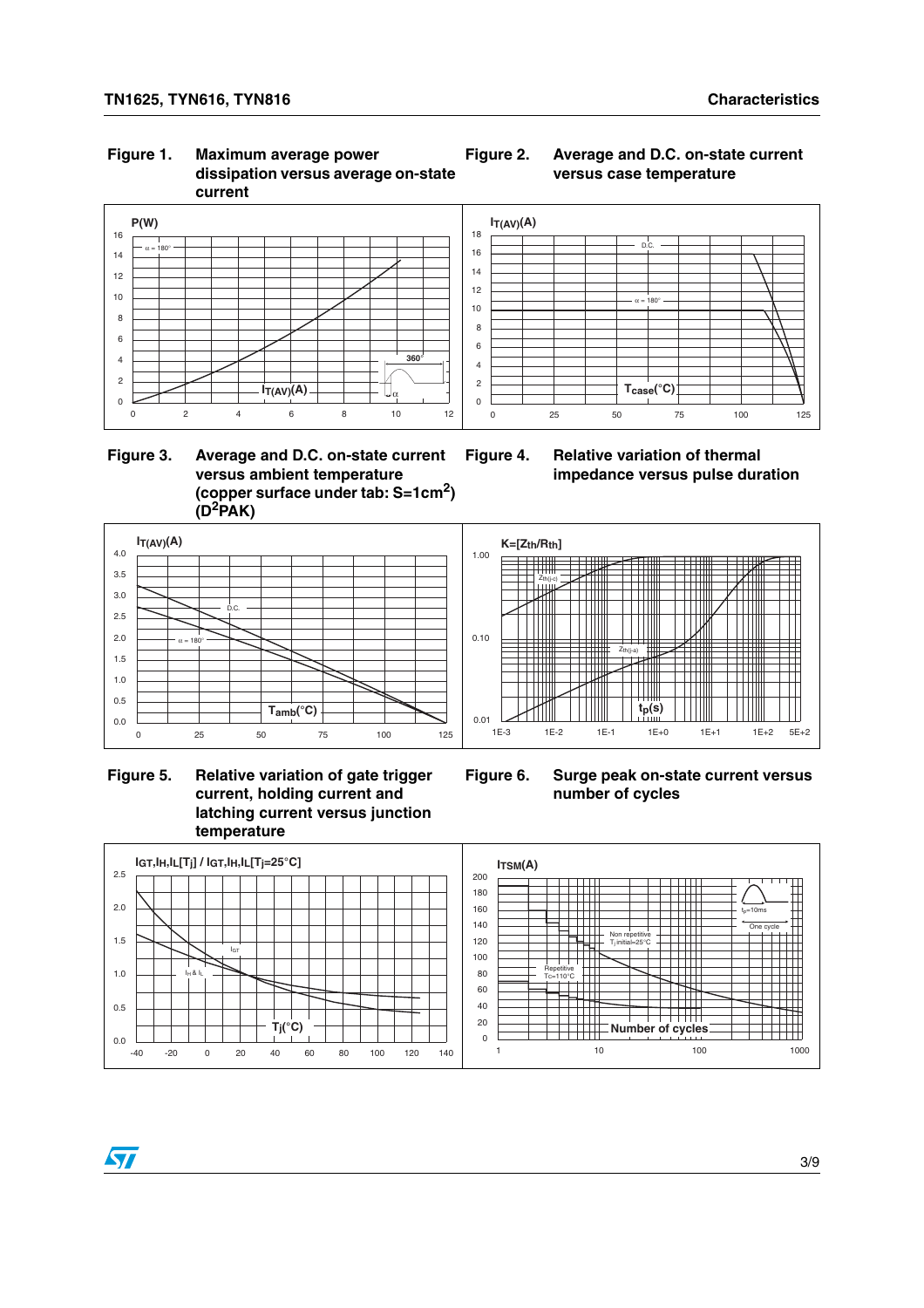**Figure 1. Maximum average power dissipation versus average on-state current**

**Figure 2. Average and D.C. on-state current versus case temperature**

**Figure 3. Average and D.C. on-state current versus ambient temperature (copper surface under tab: S=1cm²) (D²PAK)**

**Figure 4. Relative variation of thermal impedance versus pulse duration**

**Figure 5. Relative variation of gate trigger current, holding current and latching current versus junction temperature**

**Figure 6. Surge peak on-state current versus number of cycles**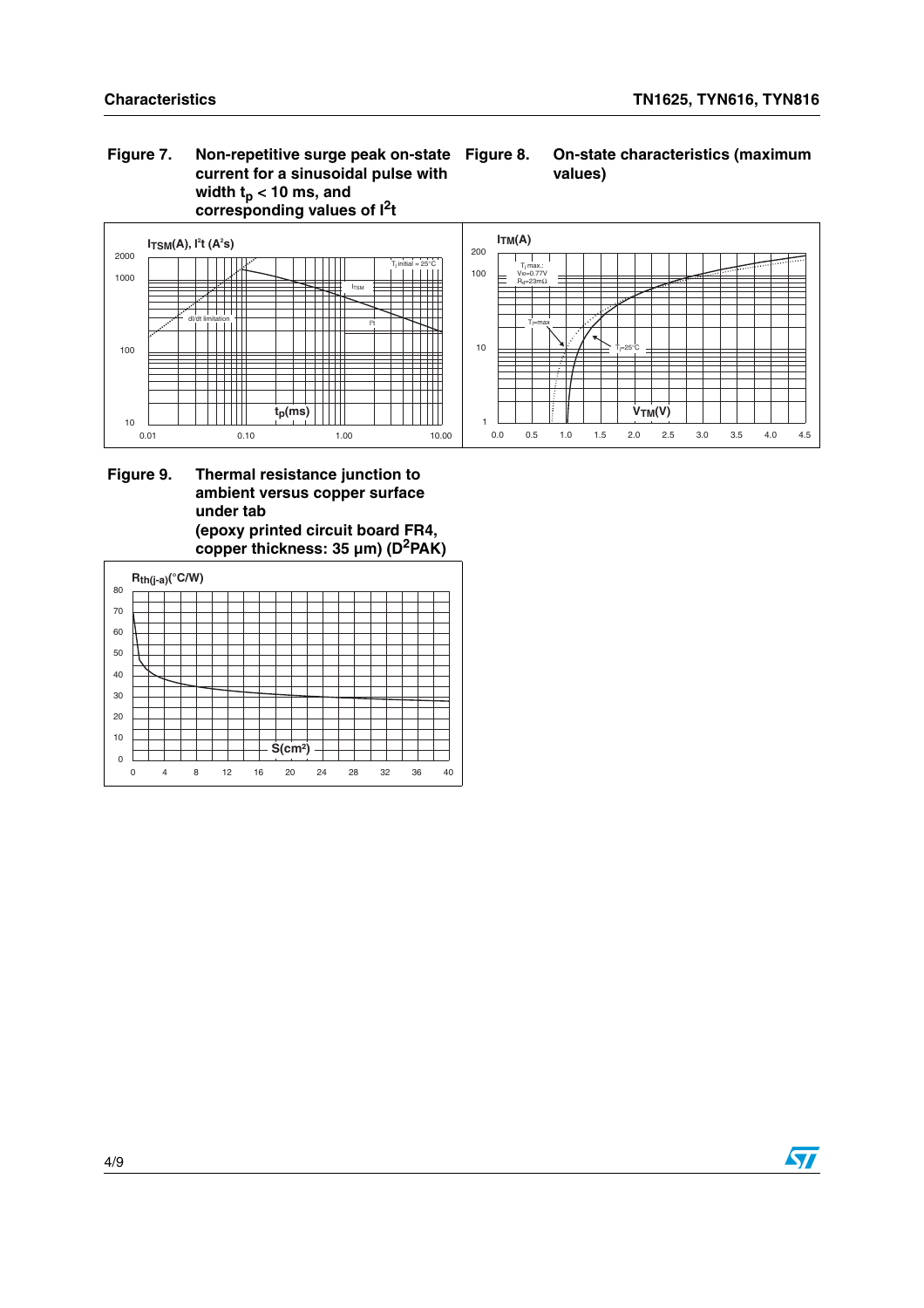**Figure 7. Non-repetitive surge peak on-state current for a sinusoidal pulse with width $t_p$ < 10 ms, and corresponding values of $I^2t$**

**Figure 8. On-state characteristics (maximum values)**

**Figure 9. Thermal resistance junction to ambient versus copper surface under tab (epoxy printed circuit board FR4, copper thickness: 35 µm) ($D^2PAK$)**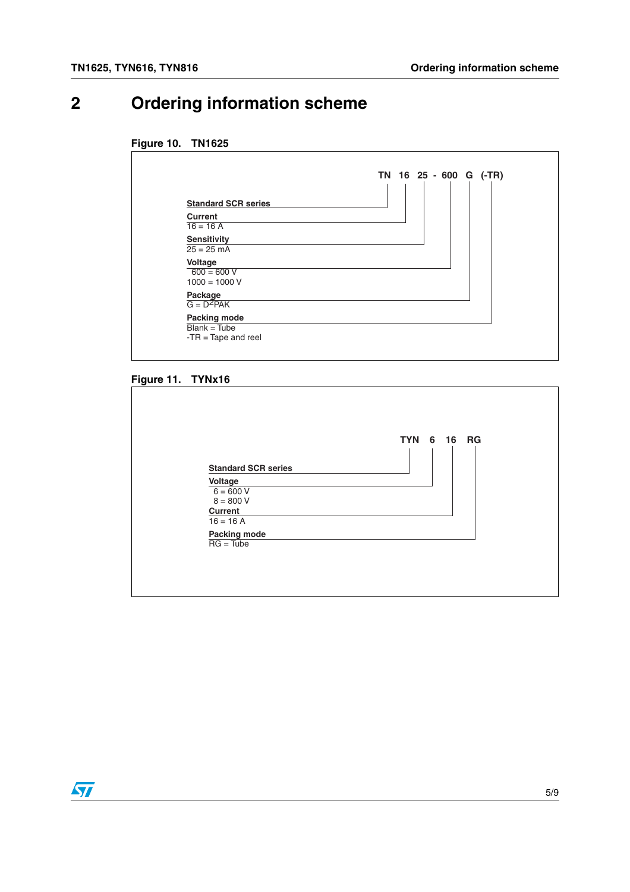# 2 Ordering information scheme

**Figure 10. TN1625**

**TN 16 25 - 600 G (-TR)**

- **Standard SCR series** — TN
- **Current** — 16
  - 16 = 16 A
- **Sensitivity** — 25
  - 25 = 25 mA
- **Voltage** — 600
  - 600 = 600 V
  - 1000 = 1000 V
- **Package** — G
  - G = $D^2PAK$
- **Packing mode** — (-TR)
  - Blank = Tube
  - -TR = Tape and reel

**Figure 11. TYNx16**

**TYN 6 16 RG**

- **Standard SCR series** — TYN
- **Voltage** — 6
  - 6 = 600 V
  - 8 = 800 V
- **Current** — 16
  - 16 = 16 A
- **Packing mode** — RG
  - RG = Tube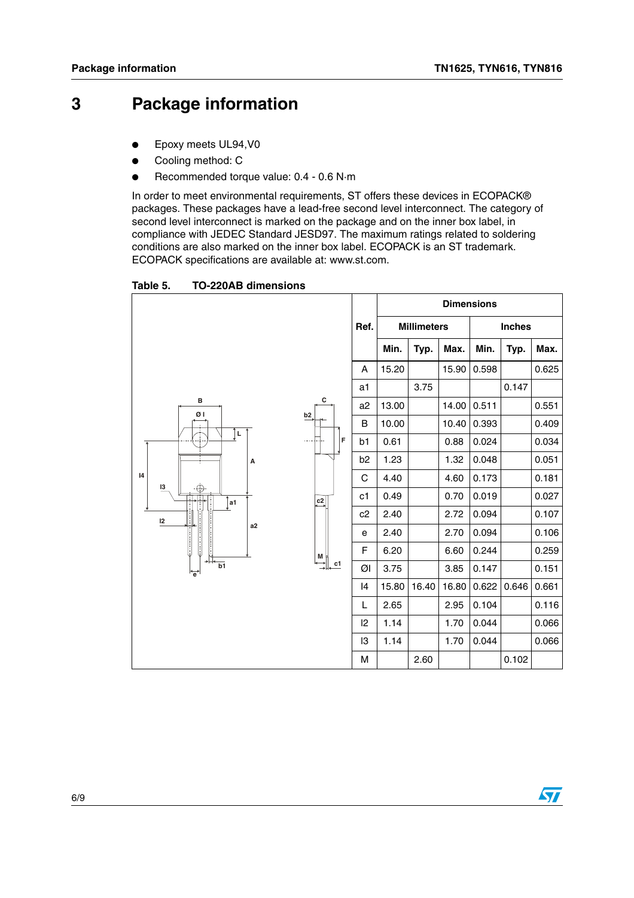# 3 Package information

- Epoxy meets UL94,V0
- Cooling method: C
- Recommended torque value: 0.4 - 0.6 N·m

In order to meet environmental requirements, ST offers these devices in ECOPACK® packages. These packages have a lead-free second level interconnect. The category of second level interconnect is marked on the package and on the inner box label, in compliance with JEDEC Standard JESD97. The maximum ratings related to soldering conditions are also marked on the inner box label. ECOPACK is an ST trademark. ECOPACK specifications are available at: www.st.com.

**Table 5. TO-220AB dimensions**

| Ref. | Dimensions | | | | | |
|---|---|---|---|---|---|---|
| | Millimeters | | | Inches | | |
| | Min. | Typ. | Max. | Min. | Typ. | Max. |
| A | 15.20 | | 15.90 | 0.598 | | 0.625 |
| a1 | | 3.75 | | | 0.147 | |
| a2 | 13.00 | | 14.00 | 0.511 | | 0.551 |
| B | 10.00 | | 10.40 | 0.393 | | 0.409 |
| b1 | 0.61 | | 0.88 | 0.024 | | 0.034 |
| b2 | 1.23 | | 1.32 | 0.048 | | 0.051 |
| C | 4.40 | | 4.60 | 0.173 | | 0.181 |
| c1 | 0.49 | | 0.70 | 0.019 | | 0.027 |
| c2 | 2.40 | | 2.72 | 0.094 | | 0.107 |
| e | 2.40 | | 2.70 | 0.094 | | 0.106 |
| F | 6.20 | | 6.60 | 0.244 | | 0.259 |
| ØI | 3.75 | | 3.85 | 0.147 | | 0.151 |
| I4 | 15.80 | 16.40 | 16.80 | 0.622 | 0.646 | 0.661 |
| L | 2.65 | | 2.95 | 0.104 | | 0.116 |
| l2 | 1.14 | | 1.70 | 0.044 | | 0.066 |
| l3 | 1.14 | | 1.70 | 0.044 | | 0.066 |
| M | | 2.60 | | | 0.102 | |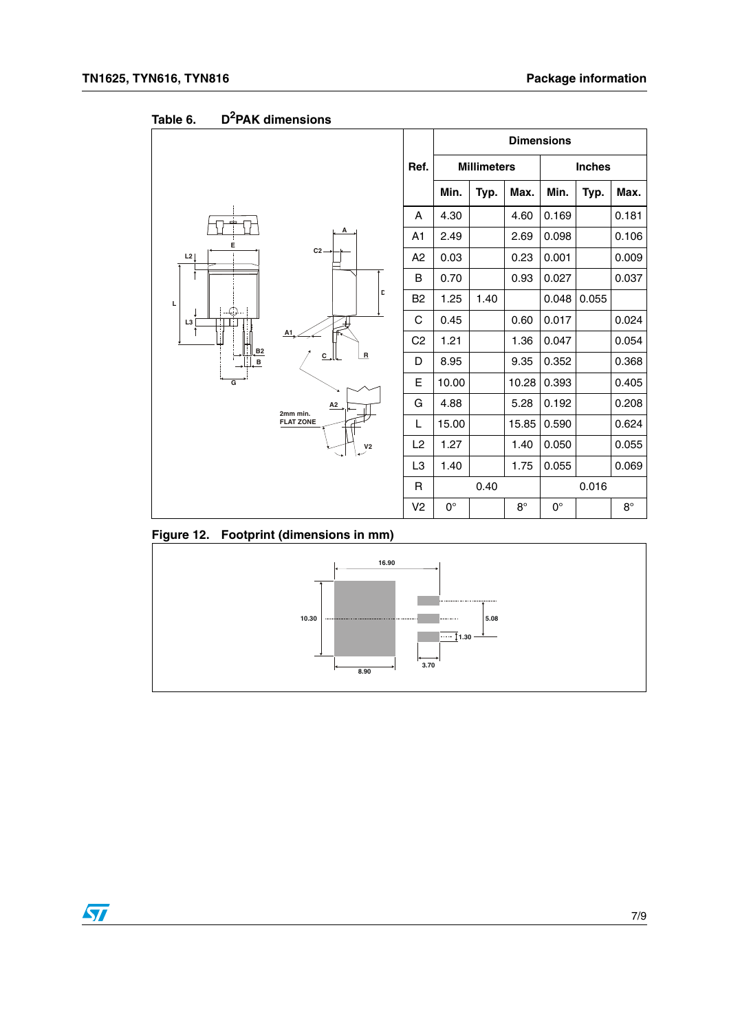Table 6. D²PAK dimensions

| Ref. | Millimeters | | | Inches | | |
|---|---|---|---|---|---|---|
| | Min. | Typ. | Max. | Min. | Typ. | Max. |
| A | 4.30 | | 4.60 | 0.169 | | 0.181 |
| A1 | 2.49 | | 2.69 | 0.098 | | 0.106 |
| A2 | 0.03 | | 0.23 | 0.001 | | 0.009 |
| B | 0.70 | | 0.93 | 0.027 | | 0.037 |
| B2 | 1.25 | 1.40 | | 0.048 | 0.055 | |
| C | 0.45 | | 0.60 | 0.017 | | 0.024 |
| C2 | 1.21 | | 1.36 | 0.047 | | 0.054 |
| D | 8.95 | | 9.35 | 0.352 | | 0.368 |
| E | 10.00 | | 10.28 | 0.393 | | 0.405 |
| G | 4.88 | | 5.28 | 0.192 | | 0.208 |
| L | 15.00 | | 15.85 | 0.590 | | 0.624 |
| L2 | 1.27 | | 1.40 | 0.050 | | 0.055 |
| L3 | 1.40 | | 1.75 | 0.055 | | 0.069 |
| R | | 0.40 | | | 0.016 | |
| V2 | 0° | | 8° | 0° | | 8° |

Figure 12. Footprint (dimensions in mm)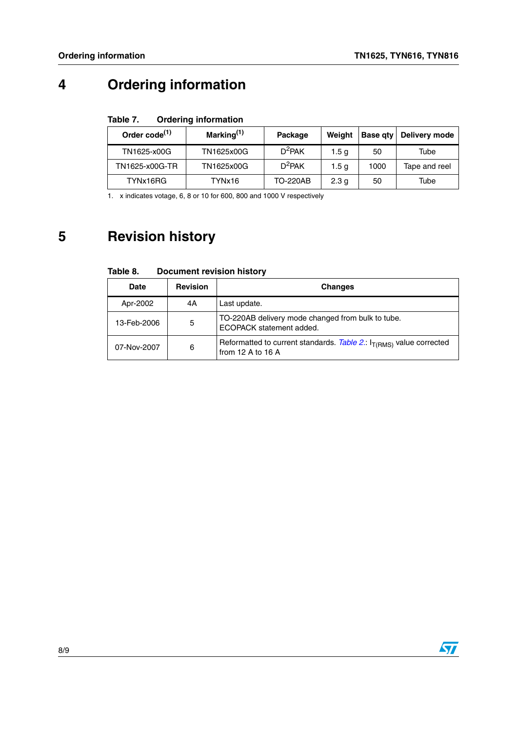# 4 Ordering information

**Table 7. Ordering information**

| Order code[1] | Marking[1] | Package | Weight | Base qty | Delivery mode |
|---|---|---|---|---|---|
| TN1625-x00G | TN1625x00G | $D^2PAK$ | 1.5 g | 50 | Tube |
| TN1625-x00G-TR | TN1625x00G | $D^2PAK$ | 1.5 g | 1000 | Tape and reel |
| TYNx16RG | TYNx16 | TO-220AB | 2.3 g | 50 | Tube |

1. x indicates votage, 6, 8 or 10 for 600, 800 and 1000 V respectively

# 5 Revision history

**Table 8. Document revision history**

| Date | Revision | Changes |
|---|---|---|
| Apr-2002 | 4A | Last update. |
| 13-Feb-2006 | 5 | TO-220AB delivery mode changed from bulk to tube. ECOPACK statement added. |
| 07-Nov-2007 | 6 | Reformatted to current standards. *Table 2.*: $I_{T(RMS)}$ value corrected from 12 A to 16 A |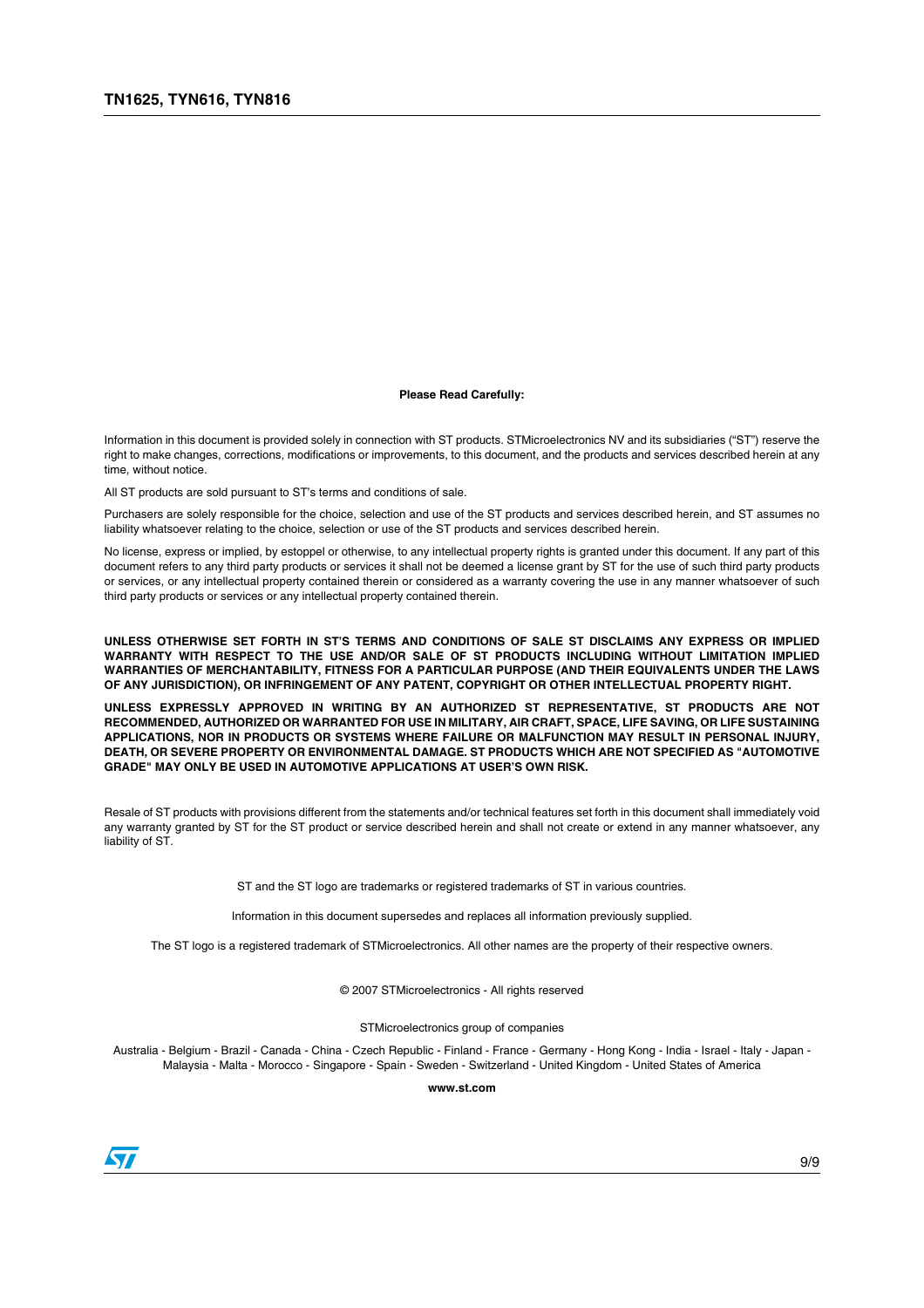**Please Read Carefully:**

Information in this document is provided solely in connection with ST products. STMicroelectronics NV and its subsidiaries ("ST") reserve the right to make changes, corrections, modifications or improvements, to this document, and the products and services described herein at any time, without notice.

All ST products are sold pursuant to ST's terms and conditions of sale.

Purchasers are solely responsible for the choice, selection and use of the ST products and services described herein, and ST assumes no liability whatsoever relating to the choice, selection or use of the ST products and services described herein.

No license, express or implied, by estoppel or otherwise, to any intellectual property rights is granted under this document. If any part of this document refers to any third party products or services it shall not be deemed a license grant by ST for the use of such third party products or services, or any intellectual property contained therein or considered as a warranty covering the use in any manner whatsoever of such third party products or services or any intellectual property contained therein.

**UNLESS OTHERWISE SET FORTH IN ST'S TERMS AND CONDITIONS OF SALE ST DISCLAIMS ANY EXPRESS OR IMPLIED WARRANTY WITH RESPECT TO THE USE AND/OR SALE OF ST PRODUCTS INCLUDING WITHOUT LIMITATION IMPLIED WARRANTIES OF MERCHANTABILITY, FITNESS FOR A PARTICULAR PURPOSE (AND THEIR EQUIVALENTS UNDER THE LAWS OF ANY JURISDICTION), OR INFRINGEMENT OF ANY PATENT, COPYRIGHT OR OTHER INTELLECTUAL PROPERTY RIGHT.**

**UNLESS EXPRESSLY APPROVED IN WRITING BY AN AUTHORIZED ST REPRESENTATIVE, ST PRODUCTS ARE NOT RECOMMENDED, AUTHORIZED OR WARRANTED FOR USE IN MILITARY, AIR CRAFT, SPACE, LIFE SAVING, OR LIFE SUSTAINING APPLICATIONS, NOR IN PRODUCTS OR SYSTEMS WHERE FAILURE OR MALFUNCTION MAY RESULT IN PERSONAL INJURY, DEATH, OR SEVERE PROPERTY OR ENVIRONMENTAL DAMAGE. ST PRODUCTS WHICH ARE NOT SPECIFIED AS "AUTOMOTIVE GRADE" MAY ONLY BE USED IN AUTOMOTIVE APPLICATIONS AT USER'S OWN RISK.**

Resale of ST products with provisions different from the statements and/or technical features set forth in this document shall immediately void any warranty granted by ST for the ST product or service described herein and shall not create or extend in any manner whatsoever, any liability of ST.

ST and the ST logo are trademarks or registered trademarks of ST in various countries.

Information in this document supersedes and replaces all information previously supplied.

The ST logo is a registered trademark of STMicroelectronics. All other names are the property of their respective owners.

© 2007 STMicroelectronics - All rights reserved

STMicroelectronics group of companies

Australia - Belgium - Brazil - Canada - China - Czech Republic - Finland - France - Germany - Hong Kong - India - Israel - Italy - Japan - Malaysia - Malta - Morocco - Singapore - Spain - Sweden - Switzerland - United Kingdom - United States of America

**www.st.com**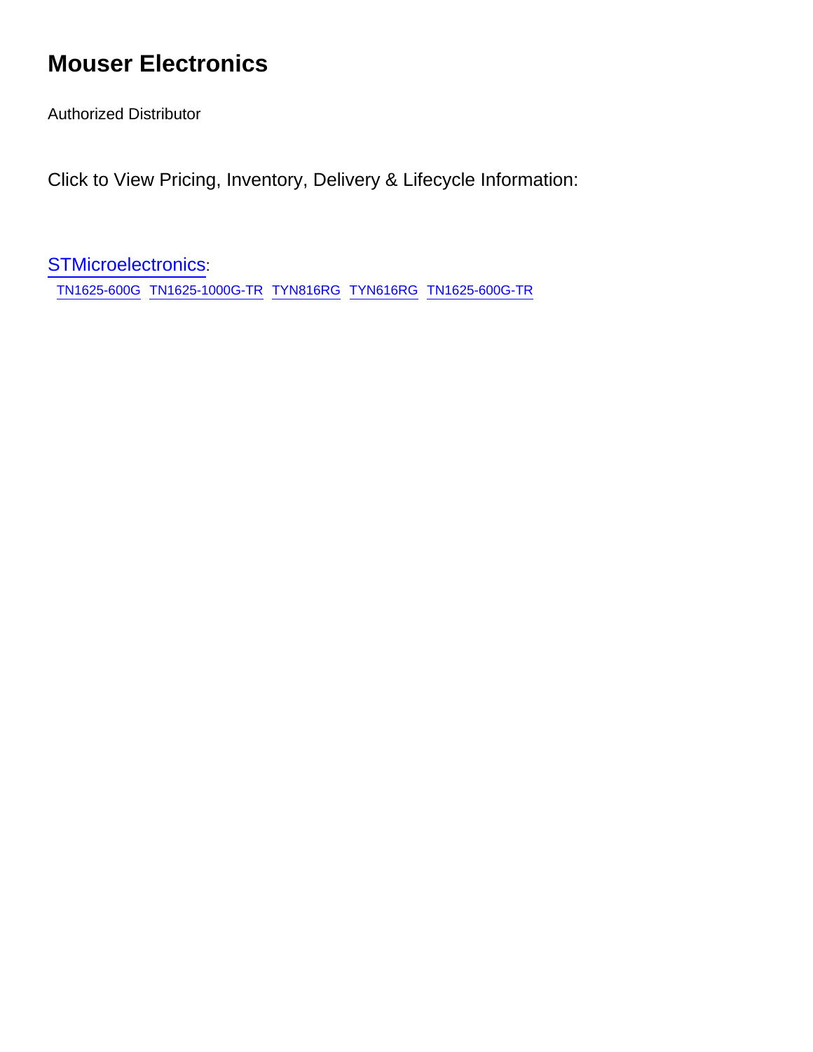# Mouser Electronics

Authorized Distributor

Click to View Pricing, Inventory, Delivery & Lifecycle Information:

STMicroelectronics:

TN1625-600G TN1625-1000G-TR TYN816RG TYN616RG TN1625-600G-TR